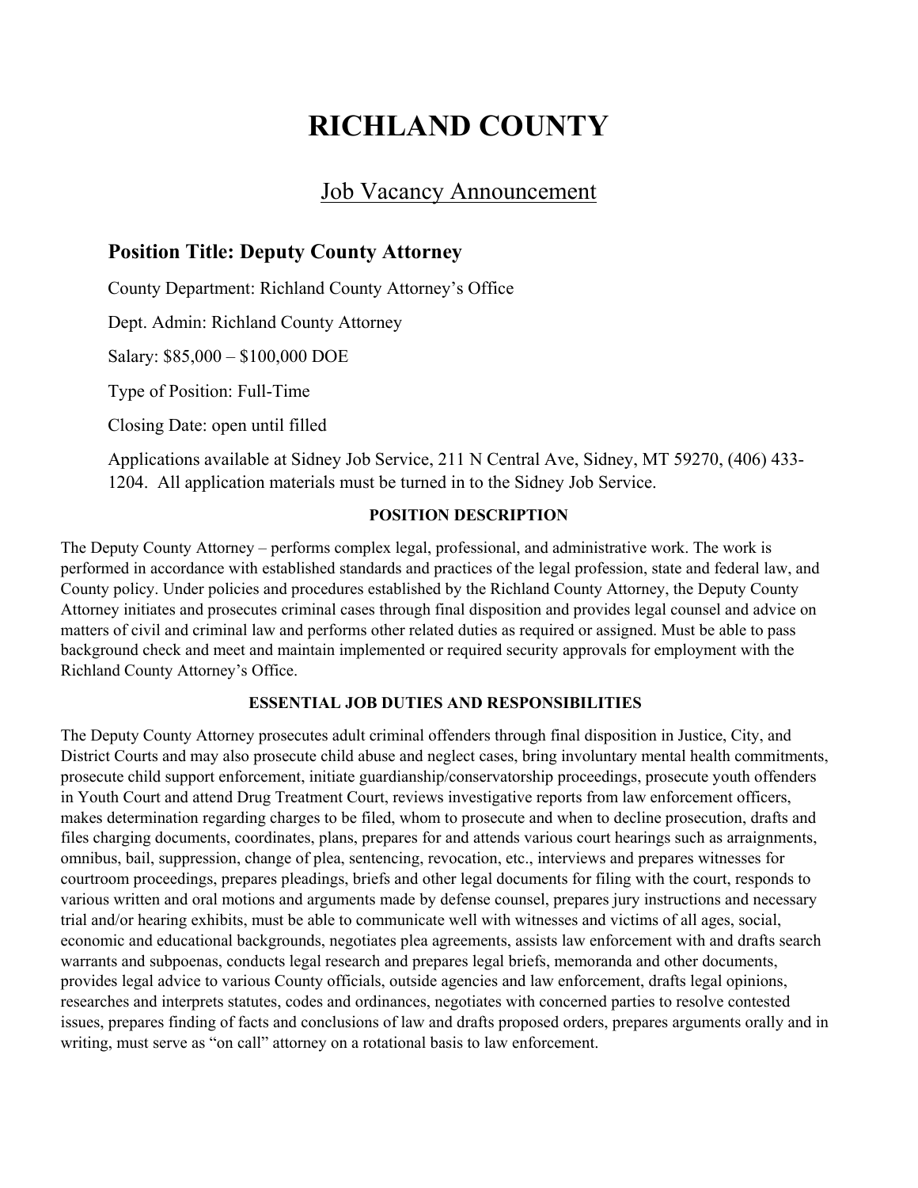# RICHLAND COUNTY

## Job Vacancy Announcement

### Position Title: Deputy County Attorney

County Department: Richland County Attorney's Office

Dept. Admin: Richland County Attorney

Salary: $85,000 – $100,000 DOE

Type of Position: Full-Time

Closing Date: open until filled

Applications available at Sidney Job Service, 211 N Central Ave, Sidney, MT 59270, (406) 433-1204. All application materials must be turned in to the Sidney Job Service.

**POSITION DESCRIPTION**

The Deputy County Attorney – performs complex legal, professional, and administrative work. The work is performed in accordance with established standards and practices of the legal profession, state and federal law, and County policy. Under policies and procedures established by the Richland County Attorney, the Deputy County Attorney initiates and prosecutes criminal cases through final disposition and provides legal counsel and advice on matters of civil and criminal law and performs other related duties as required or assigned. Must be able to pass background check and meet and maintain implemented or required security approvals for employment with the Richland County Attorney's Office.

**ESSENTIAL JOB DUTIES AND RESPONSIBILITIES**

The Deputy County Attorney prosecutes adult criminal offenders through final disposition in Justice, City, and District Courts and may also prosecute child abuse and neglect cases, bring involuntary mental health commitments, prosecute child support enforcement, initiate guardianship/conservatorship proceedings, prosecute youth offenders in Youth Court and attend Drug Treatment Court, reviews investigative reports from law enforcement officers, makes determination regarding charges to be filed, whom to prosecute and when to decline prosecution, drafts and files charging documents, coordinates, plans, prepares for and attends various court hearings such as arraignments, omnibus, bail, suppression, change of plea, sentencing, revocation, etc., interviews and prepares witnesses for courtroom proceedings, prepares pleadings, briefs and other legal documents for filing with the court, responds to various written and oral motions and arguments made by defense counsel, prepares jury instructions and necessary trial and/or hearing exhibits, must be able to communicate well with witnesses and victims of all ages, social, economic and educational backgrounds, negotiates plea agreements, assists law enforcement with and drafts search warrants and subpoenas, conducts legal research and prepares legal briefs, memoranda and other documents, provides legal advice to various County officials, outside agencies and law enforcement, drafts legal opinions, researches and interprets statutes, codes and ordinances, negotiates with concerned parties to resolve contested issues, prepares finding of facts and conclusions of law and drafts proposed orders, prepares arguments orally and in writing, must serve as "on call" attorney on a rotational basis to law enforcement.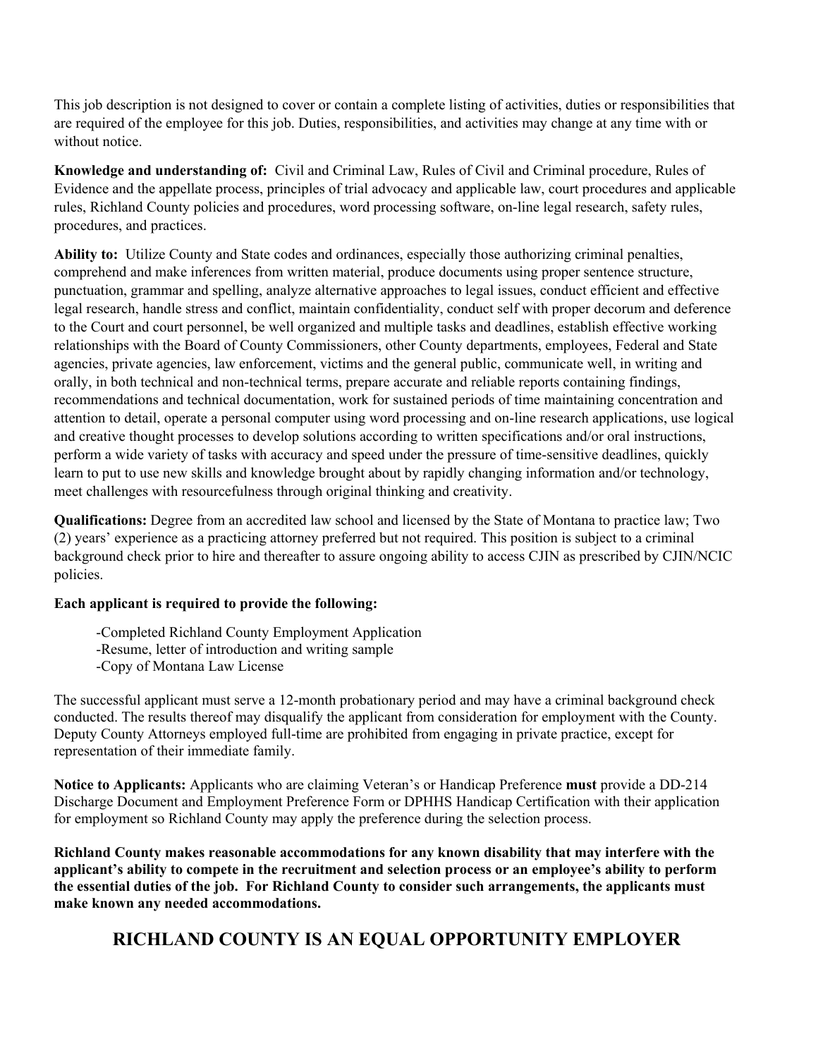This job description is not designed to cover or contain a complete listing of activities, duties or responsibilities that are required of the employee for this job. Duties, responsibilities, and activities may change at any time with or without notice.

**Knowledge and understanding of:** Civil and Criminal Law, Rules of Civil and Criminal procedure, Rules of Evidence and the appellate process, principles of trial advocacy and applicable law, court procedures and applicable rules, Richland County policies and procedures, word processing software, on-line legal research, safety rules, procedures, and practices.

**Ability to:** Utilize County and State codes and ordinances, especially those authorizing criminal penalties, comprehend and make inferences from written material, produce documents using proper sentence structure, punctuation, grammar and spelling, analyze alternative approaches to legal issues, conduct efficient and effective legal research, handle stress and conflict, maintain confidentiality, conduct self with proper decorum and deference to the Court and court personnel, be well organized and multiple tasks and deadlines, establish effective working relationships with the Board of County Commissioners, other County departments, employees, Federal and State agencies, private agencies, law enforcement, victims and the general public, communicate well, in writing and orally, in both technical and non-technical terms, prepare accurate and reliable reports containing findings, recommendations and technical documentation, work for sustained periods of time maintaining concentration and attention to detail, operate a personal computer using word processing and on-line research applications, use logical and creative thought processes to develop solutions according to written specifications and/or oral instructions, perform a wide variety of tasks with accuracy and speed under the pressure of time-sensitive deadlines, quickly learn to put to use new skills and knowledge brought about by rapidly changing information and/or technology, meet challenges with resourcefulness through original thinking and creativity.

**Qualifications:** Degree from an accredited law school and licensed by the State of Montana to practice law; Two (2) years' experience as a practicing attorney preferred but not required. This position is subject to a criminal background check prior to hire and thereafter to assure ongoing ability to access CJIN as prescribed by CJIN/NCIC policies.

**Each applicant is required to provide the following:**

- Completed Richland County Employment Application
- Resume, letter of introduction and writing sample
- Copy of Montana Law License

The successful applicant must serve a 12-month probationary period and may have a criminal background check conducted. The results thereof may disqualify the applicant from consideration for employment with the County. Deputy County Attorneys employed full-time are prohibited from engaging in private practice, except for representation of their immediate family.

**Notice to Applicants:** Applicants who are claiming Veteran's or Handicap Preference **must** provide a DD-214 Discharge Document and Employment Preference Form or DPHHS Handicap Certification with their application for employment so Richland County may apply the preference during the selection process.

**Richland County makes reasonable accommodations for any known disability that may interfere with the applicant's ability to compete in the recruitment and selection process or an employee's ability to perform the essential duties of the job. For Richland County to consider such arrangements, the applicants must make known any needed accommodations.**

## RICHLAND COUNTY IS AN EQUAL OPPORTUNITY EMPLOYER